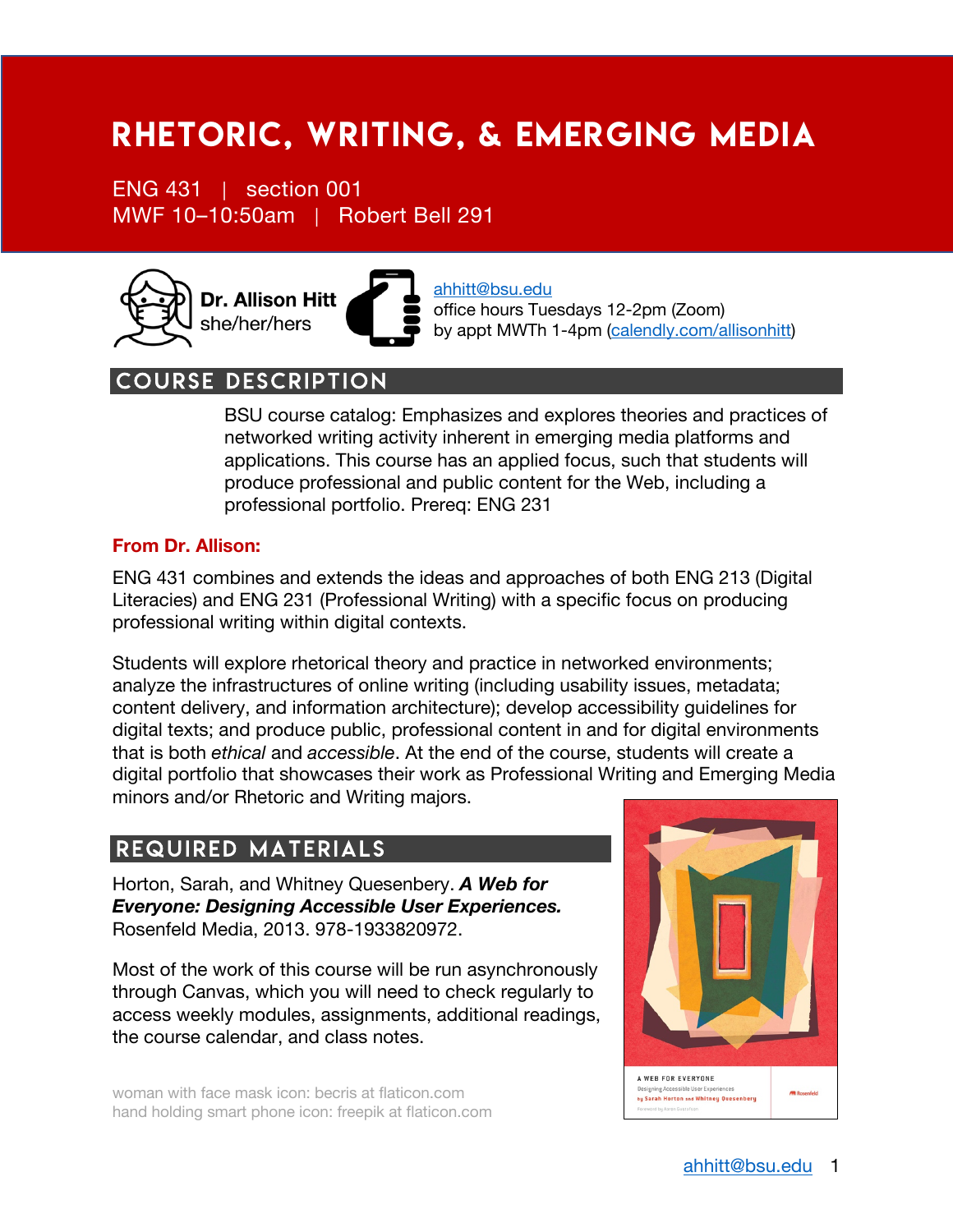# RHETORIC, WRITING, & EMERGING MEDIA

ENG 431 | section 001
MWF 10–10:50am | Robert Bell 291

**Dr. Allison Hitt**
she/her/hers

ahhitt@bsu.edu
office hours Tuesdays 12-2pm (Zoom)
by appt MWTh 1-4pm (calendly.com/allisonhitt)

## COURSE DESCRIPTION

BSU course catalog: Emphasizes and explores theories and practices of networked writing activity inherent in emerging media platforms and applications. This course has an applied focus, such that students will produce professional and public content for the Web, including a professional portfolio. Prereq: ENG 231

### From Dr. Allison:

ENG 431 combines and extends the ideas and approaches of both ENG 213 (Digital Literacies) and ENG 231 (Professional Writing) with a specific focus on producing professional writing within digital contexts.

Students will explore rhetorical theory and practice in networked environments; analyze the infrastructures of online writing (including usability issues, metadata; content delivery, and information architecture); develop accessibility guidelines for digital texts; and produce public, professional content in and for digital environments that is both *ethical* and *accessible*. At the end of the course, students will create a digital portfolio that showcases their work as Professional Writing and Emerging Media minors and/or Rhetoric and Writing majors.

## REQUIRED MATERIALS

Horton, Sarah, and Whitney Quesenbery. ***A Web for Everyone: Designing Accessible User Experiences.*** Rosenfeld Media, 2013. 978-1933820972.

Most of the work of this course will be run asynchronously through Canvas, which you will need to check regularly to access weekly modules, assignments, additional readings, the course calendar, and class notes.

A WEB FOR EVERYONE
Designing Accessible User Experiences
by Sarah Horton and Whitney Quesenbery
Rosenfeld

woman with face mask icon: becris at flaticon.com
hand holding smart phone icon: freepik at flaticon.com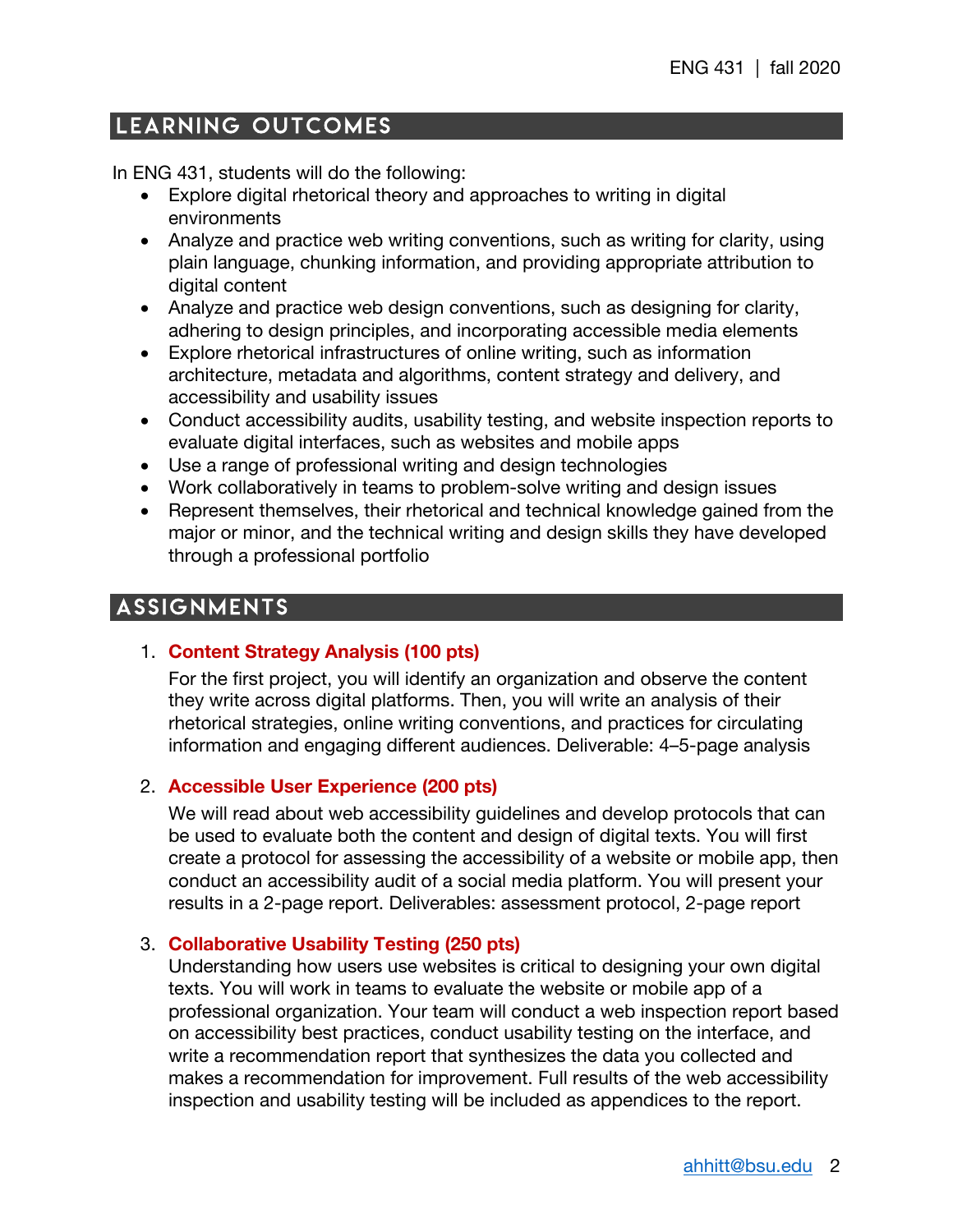## LEARNING OUTCOMES

In ENG 431, students will do the following:

- Explore digital rhetorical theory and approaches to writing in digital environments
- Analyze and practice web writing conventions, such as writing for clarity, using plain language, chunking information, and providing appropriate attribution to digital content
- Analyze and practice web design conventions, such as designing for clarity, adhering to design principles, and incorporating accessible media elements
- Explore rhetorical infrastructures of online writing, such as information architecture, metadata and algorithms, content strategy and delivery, and accessibility and usability issues
- Conduct accessibility audits, usability testing, and website inspection reports to evaluate digital interfaces, such as websites and mobile apps
- Use a range of professional writing and design technologies
- Work collaboratively in teams to problem-solve writing and design issues
- Represent themselves, their rhetorical and technical knowledge gained from the major or minor, and the technical writing and design skills they have developed through a professional portfolio

## ASSIGNMENTS

1. **Content Strategy Analysis (100 pts)**

   For the first project, you will identify an organization and observe the content they write across digital platforms. Then, you will write an analysis of their rhetorical strategies, online writing conventions, and practices for circulating information and engaging different audiences. Deliverable: 4–5-page analysis

2. **Accessible User Experience (200 pts)**

   We will read about web accessibility guidelines and develop protocols that can be used to evaluate both the content and design of digital texts. You will first create a protocol for assessing the accessibility of a website or mobile app, then conduct an accessibility audit of a social media platform. You will present your results in a 2-page report. Deliverables: assessment protocol, 2-page report

3. **Collaborative Usability Testing (250 pts)**

   Understanding how users use websites is critical to designing your own digital texts. You will work in teams to evaluate the website or mobile app of a professional organization. Your team will conduct a web inspection report based on accessibility best practices, conduct usability testing on the interface, and write a recommendation report that synthesizes the data you collected and makes a recommendation for improvement. Full results of the web accessibility inspection and usability testing will be included as appendices to the report.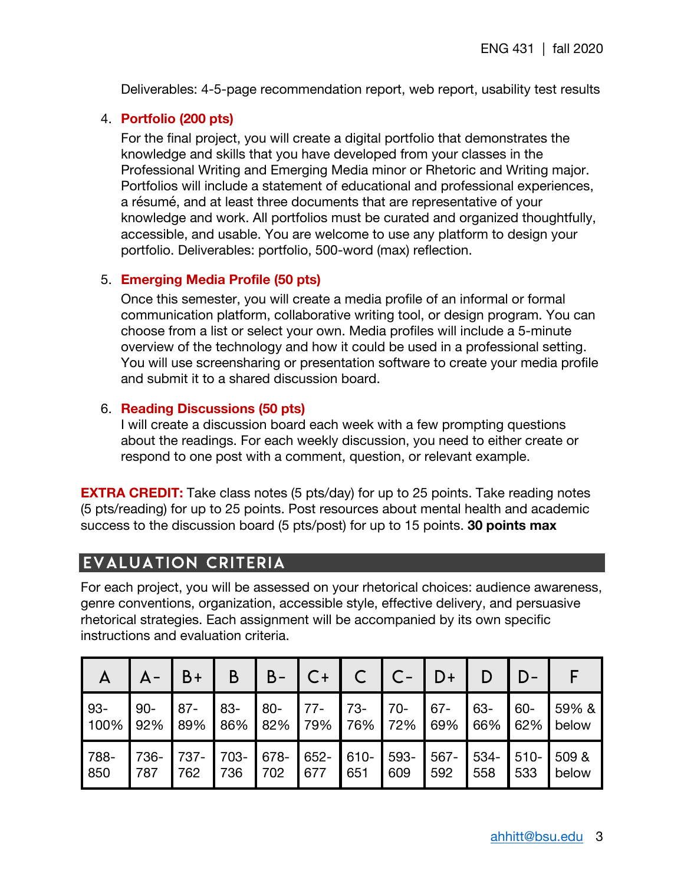Deliverables: 4-5-page recommendation report, web report, usability test results

4. **Portfolio (200 pts)**

   For the final project, you will create a digital portfolio that demonstrates the knowledge and skills that you have developed from your classes in the Professional Writing and Emerging Media minor or Rhetoric and Writing major. Portfolios will include a statement of educational and professional experiences, a résumé, and at least three documents that are representative of your knowledge and work. All portfolios must be curated and organized thoughtfully, accessible, and usable. You are welcome to use any platform to design your portfolio. Deliverables: portfolio, 500-word (max) reflection.

5. **Emerging Media Profile (50 pts)**

   Once this semester, you will create a media profile of an informal or formal communication platform, collaborative writing tool, or design program. You can choose from a list or select your own. Media profiles will include a 5-minute overview of the technology and how it could be used in a professional setting. You will use screensharing or presentation software to create your media profile and submit it to a shared discussion board.

6. **Reading Discussions (50 pts)**

   I will create a discussion board each week with a few prompting questions about the readings. For each weekly discussion, you need to either create or respond to one post with a comment, question, or relevant example.

**EXTRA CREDIT:** Take class notes (5 pts/day) for up to 25 points. Take reading notes (5 pts/reading) for up to 25 points. Post resources about mental health and academic success to the discussion board (5 pts/post) for up to 15 points. **30 points max**

## EVALUATION CRITERIA

For each project, you will be assessed on your rhetorical choices: audience awareness, genre conventions, organization, accessible style, effective delivery, and persuasive rhetorical strategies. Each assignment will be accompanied by its own specific instructions and evaluation criteria.

| A | A- | B+ | B | B- | C+ | C | C- | D+ | D | D- | F |
|---|---|---|---|---|---|---|---|---|---|---|---|
| 93-100% | 90-92% | 87-89% | 83-86% | 80-82% | 77-79% | 73-76% | 70-72% | 67-69% | 63-66% | 60-62% | 59% & below |
| 788-850 | 736-787 | 737-762 | 703-736 | 678-702 | 652-677 | 610-651 | 593-609 | 567-592 | 534-558 | 510-533 | 509 & below |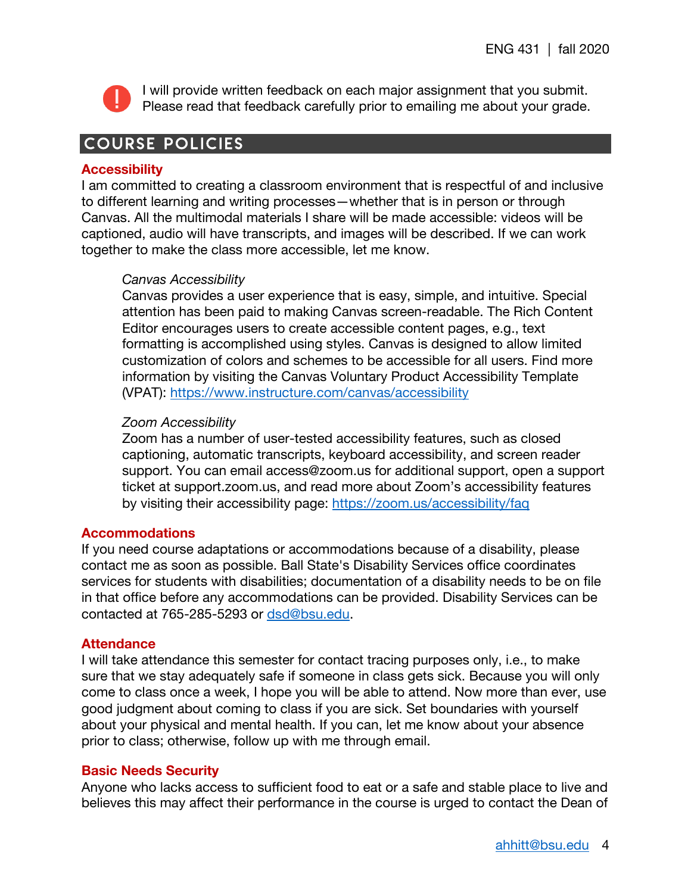I will provide written feedback on each major assignment that you submit. Please read that feedback carefully prior to emailing me about your grade.

## COURSE POLICIES

### Accessibility

I am committed to creating a classroom environment that is respectful of and inclusive to different learning and writing processes—whether that is in person or through Canvas. All the multimodal materials I share will be made accessible: videos will be captioned, audio will have transcripts, and images will be described. If we can work together to make the class more accessible, let me know.

> *Canvas Accessibility*
> Canvas provides a user experience that is easy, simple, and intuitive. Special attention has been paid to making Canvas screen-readable. The Rich Content Editor encourages users to create accessible content pages, e.g., text formatting is accomplished using styles. Canvas is designed to allow limited customization of colors and schemes to be accessible for all users. Find more information by visiting the Canvas Voluntary Product Accessibility Template (VPAT): https://www.instructure.com/canvas/accessibility
>
> *Zoom Accessibility*
> Zoom has a number of user-tested accessibility features, such as closed captioning, automatic transcripts, keyboard accessibility, and screen reader support. You can email access@zoom.us for additional support, open a support ticket at support.zoom.us, and read more about Zoom's accessibility features by visiting their accessibility page: https://zoom.us/accessibility/faq

### Accommodations

If you need course adaptations or accommodations because of a disability, please contact me as soon as possible. Ball State's Disability Services office coordinates services for students with disabilities; documentation of a disability needs to be on file in that office before any accommodations can be provided. Disability Services can be contacted at 765-285-5293 or dsd@bsu.edu.

### Attendance

I will take attendance this semester for contact tracing purposes only, i.e., to make sure that we stay adequately safe if someone in class gets sick. Because you will only come to class once a week, I hope you will be able to attend. Now more than ever, use good judgment about coming to class if you are sick. Set boundaries with yourself about your physical and mental health. If you can, let me know about your absence prior to class; otherwise, follow up with me through email.

### Basic Needs Security

Anyone who lacks access to sufficient food to eat or a safe and stable place to live and believes this may affect their performance in the course is urged to contact the Dean of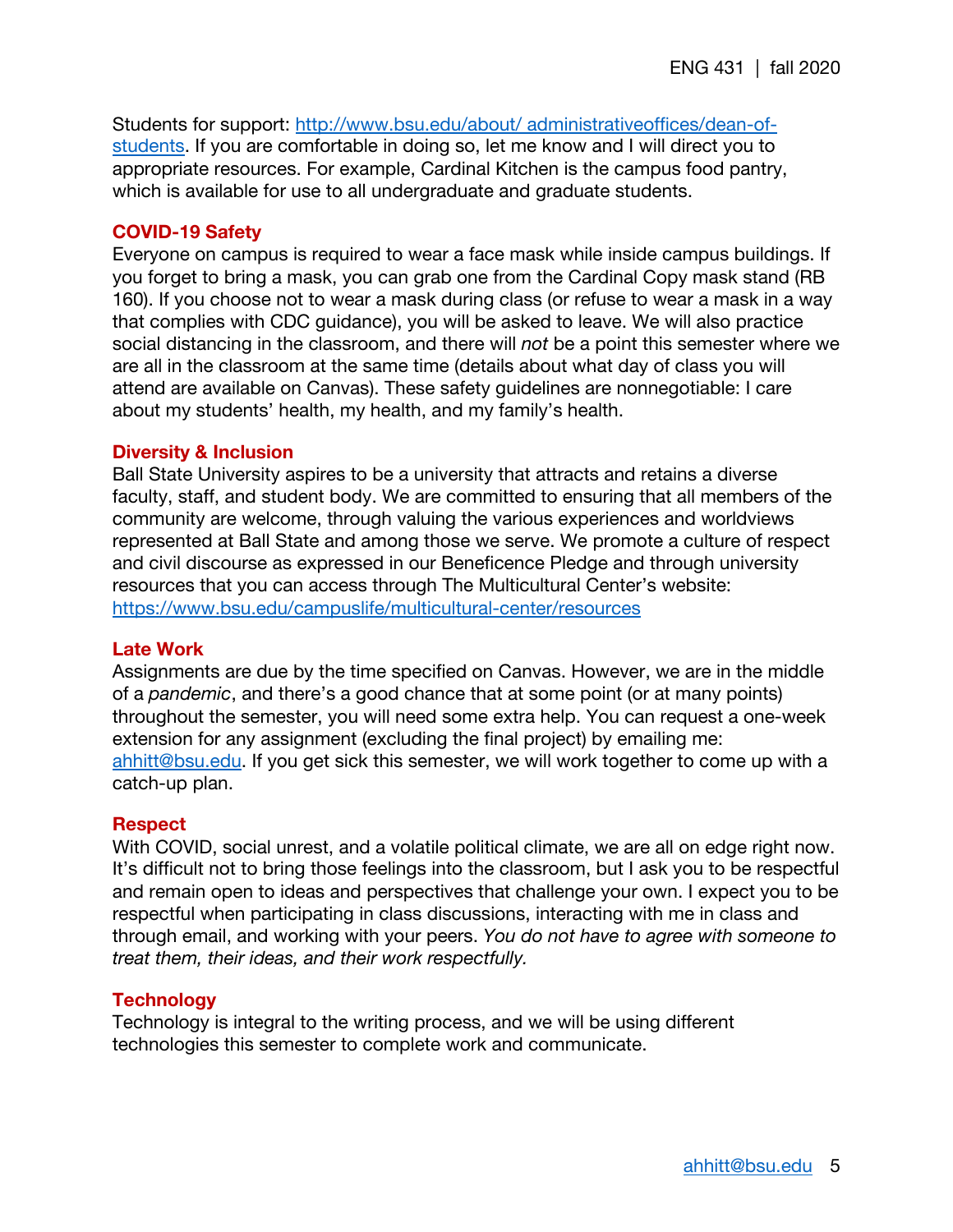Students for support: [http://www.bsu.edu/about/ administrativeoffices/dean-of-students](http://www.bsu.edu/about/administrativeoffices/dean-of-students). If you are comfortable in doing so, let me know and I will direct you to appropriate resources. For example, Cardinal Kitchen is the campus food pantry, which is available for use to all undergraduate and graduate students.

### COVID-19 Safety

Everyone on campus is required to wear a face mask while inside campus buildings. If you forget to bring a mask, you can grab one from the Cardinal Copy mask stand (RB 160). If you choose not to wear a mask during class (or refuse to wear a mask in a way that complies with CDC guidance), you will be asked to leave. We will also practice social distancing in the classroom, and there will *not* be a point this semester where we are all in the classroom at the same time (details about what day of class you will attend are available on Canvas). These safety guidelines are nonnegotiable: I care about my students' health, my health, and my family's health.

### Diversity & Inclusion

Ball State University aspires to be a university that attracts and retains a diverse faculty, staff, and student body. We are committed to ensuring that all members of the community are welcome, through valuing the various experiences and worldviews represented at Ball State and among those we serve. We promote a culture of respect and civil discourse as expressed in our Beneficence Pledge and through university resources that you can access through The Multicultural Center's website: [https://www.bsu.edu/campuslife/multicultural-center/resources](https://www.bsu.edu/campuslife/multicultural-center/resources)

### Late Work

Assignments are due by the time specified on Canvas. However, we are in the middle of a *pandemic*, and there's a good chance that at some point (or at many points) throughout the semester, you will need some extra help. You can request a one-week extension for any assignment (excluding the final project) by emailing me: [ahhitt@bsu.edu](mailto:ahhitt@bsu.edu). If you get sick this semester, we will work together to come up with a catch-up plan.

### Respect

With COVID, social unrest, and a volatile political climate, we are all on edge right now. It's difficult not to bring those feelings into the classroom, but I ask you to be respectful and remain open to ideas and perspectives that challenge your own. I expect you to be respectful when participating in class discussions, interacting with me in class and through email, and working with your peers. *You do not have to agree with someone to treat them, their ideas, and their work respectfully.*

### Technology

Technology is integral to the writing process, and we will be using different technologies this semester to complete work and communicate.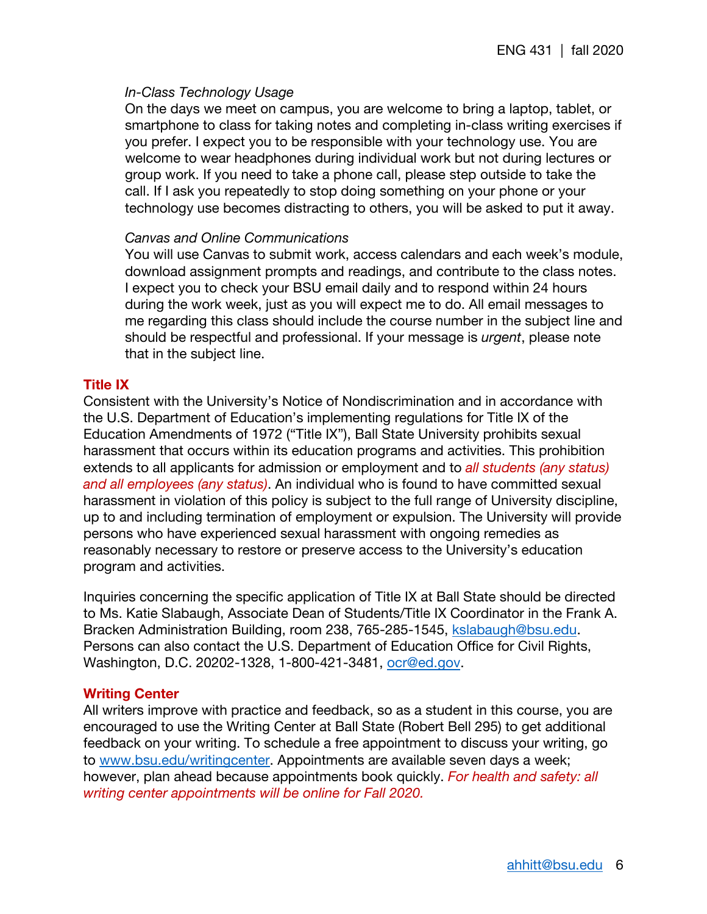*In-Class Technology Usage*

On the days we meet on campus, you are welcome to bring a laptop, tablet, or smartphone to class for taking notes and completing in-class writing exercises if you prefer. I expect you to be responsible with your technology use. You are welcome to wear headphones during individual work but not during lectures or group work. If you need to take a phone call, please step outside to take the call. If I ask you repeatedly to stop doing something on your phone or your technology use becomes distracting to others, you will be asked to put it away.

*Canvas and Online Communications*

You will use Canvas to submit work, access calendars and each week's module, download assignment prompts and readings, and contribute to the class notes. I expect you to check your BSU email daily and to respond within 24 hours during the work week, just as you will expect me to do. All email messages to me regarding this class should include the course number in the subject line and should be respectful and professional. If your message is *urgent*, please note that in the subject line.

## Title IX

Consistent with the University's Notice of Nondiscrimination and in accordance with the U.S. Department of Education's implementing regulations for Title IX of the Education Amendments of 1972 ("Title IX"), Ball State University prohibits sexual harassment that occurs within its education programs and activities. This prohibition extends to all applicants for admission or employment and to *all students (any status) and all employees (any status)*. An individual who is found to have committed sexual harassment in violation of this policy is subject to the full range of University discipline, up to and including termination of employment or expulsion. The University will provide persons who have experienced sexual harassment with ongoing remedies as reasonably necessary to restore or preserve access to the University's education program and activities.

Inquiries concerning the specific application of Title IX at Ball State should be directed to Ms. Katie Slabaugh, Associate Dean of Students/Title IX Coordinator in the Frank A. Bracken Administration Building, room 238, 765-285-1545, kslabaugh@bsu.edu. Persons can also contact the U.S. Department of Education Office for Civil Rights, Washington, D.C. 20202-1328, 1-800-421-3481, ocr@ed.gov.

## Writing Center

All writers improve with practice and feedback, so as a student in this course, you are encouraged to use the Writing Center at Ball State (Robert Bell 295) to get additional feedback on your writing. To schedule a free appointment to discuss your writing, go to www.bsu.edu/writingcenter. Appointments are available seven days a week; however, plan ahead because appointments book quickly. *For health and safety: all writing center appointments will be online for Fall 2020.*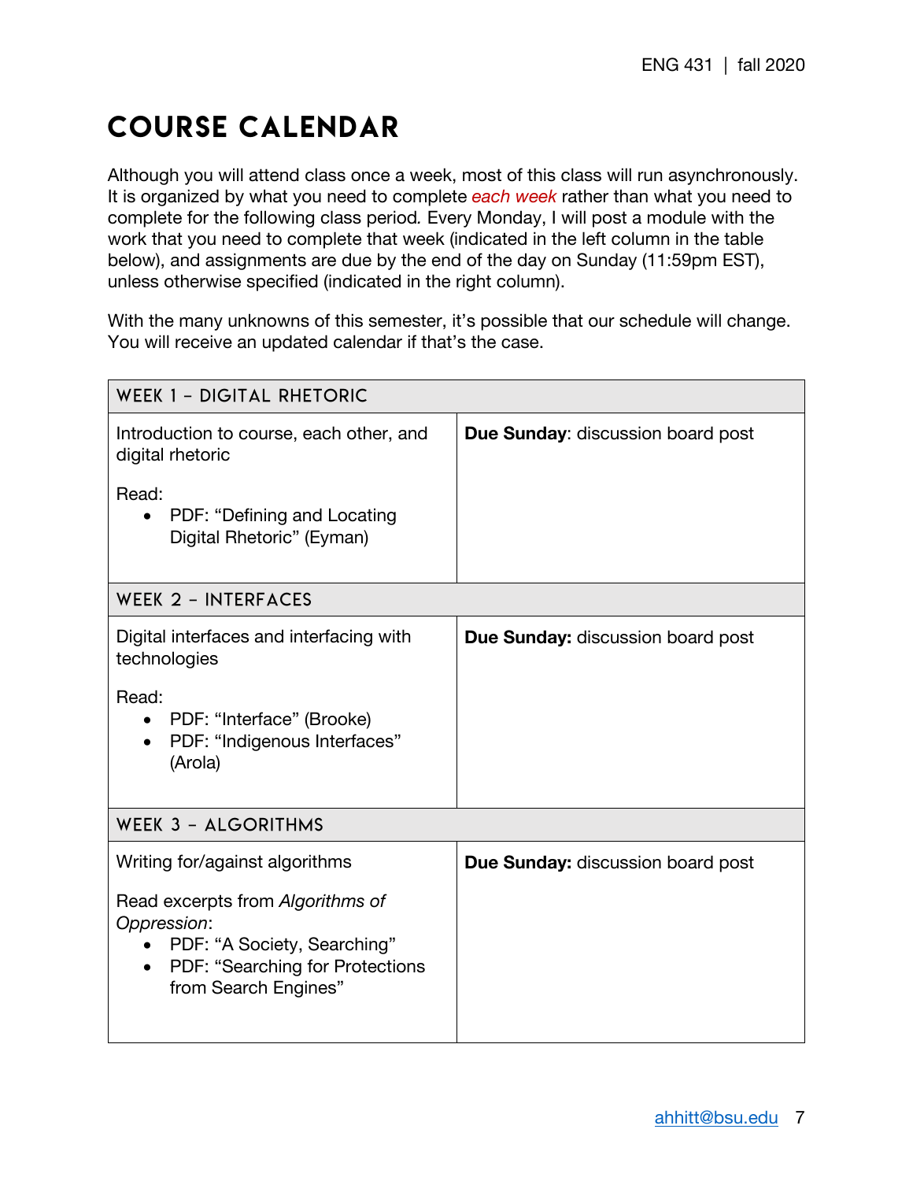# COURSE CALENDAR

Although you will attend class once a week, most of this class will run asynchronously. It is organized by what you need to complete *each week* rather than what you need to complete for the following class period. Every Monday, I will post a module with the work that you need to complete that week (indicated in the left column in the table below), and assignments are due by the end of the day on Sunday (11:59pm EST), unless otherwise specified (indicated in the right column).

With the many unknowns of this semester, it's possible that our schedule will change. You will receive an updated calendar if that's the case.

| | |
|---|---|
| **WEEK 1 – DIGITAL RHETORIC** | |
| Introduction to course, each other, and digital rhetoric<br><br>Read:<br>• PDF: "Defining and Locating Digital Rhetoric" (Eyman) | **Due Sunday**: discussion board post |
| **WEEK 2 – INTERFACES** | |
| Digital interfaces and interfacing with technologies<br><br>Read:<br>• PDF: "Interface" (Brooke)<br>• PDF: "Indigenous Interfaces" (Arola) | **Due Sunday:** discussion board post |
| **WEEK 3 – ALGORITHMS** | |
| Writing for/against algorithms<br><br>Read excerpts from *Algorithms of Oppression*:<br>• PDF: "A Society, Searching"<br>• PDF: "Searching for Protections from Search Engines" | **Due Sunday:** discussion board post |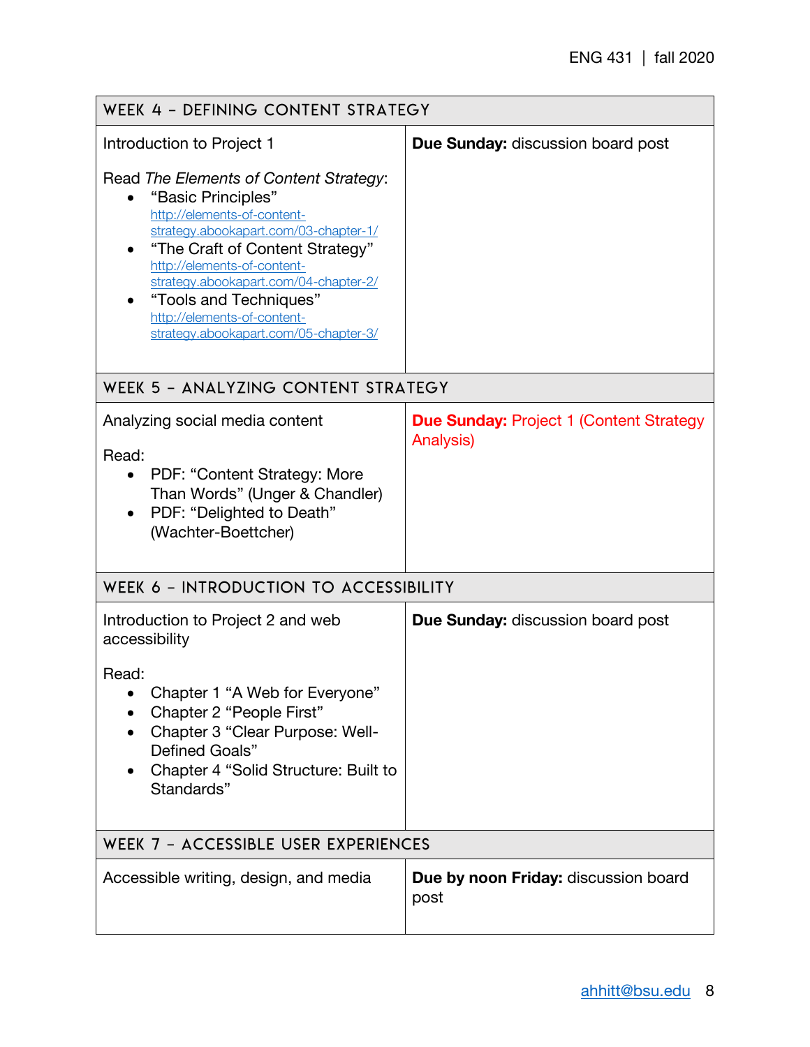| WEEK 4 – DEFINING CONTENT STRATEGY | |
|---|---|
| Introduction to Project 1<br><br>Read *The Elements of Content Strategy*:<br>• "Basic Principles" http://elements-of-content-strategy.abookapart.com/03-chapter-1/<br>• "The Craft of Content Strategy" http://elements-of-content-strategy.abookapart.com/04-chapter-2/<br>• "Tools and Techniques" http://elements-of-content-strategy.abookapart.com/05-chapter-3/ | **Due Sunday:** discussion board post |
| **WEEK 5 – ANALYZING CONTENT STRATEGY** | |
| Analyzing social media content<br><br>Read:<br>• PDF: "Content Strategy: More Than Words" (Unger & Chandler)<br>• PDF: "Delighted to Death" (Wachter-Boettcher) | **Due Sunday:** Project 1 (Content Strategy Analysis) |
| **WEEK 6 – INTRODUCTION TO ACCESSIBILITY** | |
| Introduction to Project 2 and web accessibility<br><br>Read:<br>• Chapter 1 "A Web for Everyone"<br>• Chapter 2 "People First"<br>• Chapter 3 "Clear Purpose: Well-Defined Goals"<br>• Chapter 4 "Solid Structure: Built to Standards" | **Due Sunday:** discussion board post |
| **WEEK 7 – ACCESSIBLE USER EXPERIENCES** | |
| Accessible writing, design, and media | **Due by noon Friday:** discussion board post |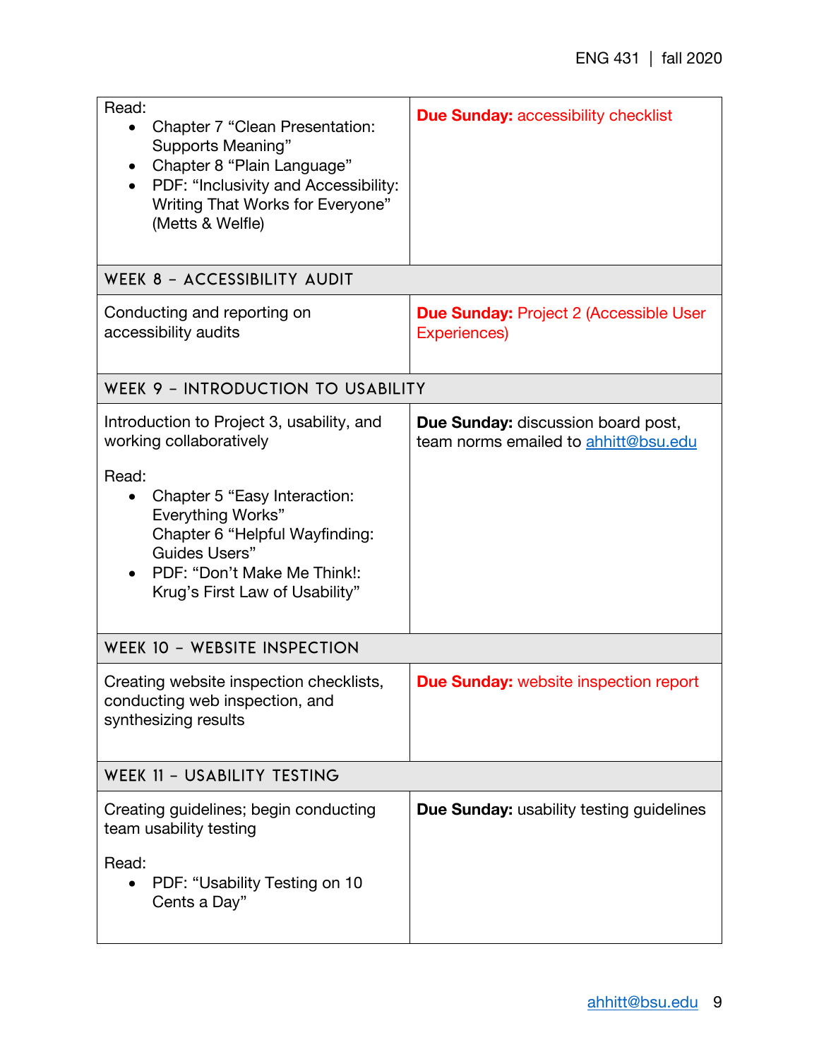| | |
|---|---|
| Read:<br>• Chapter 7 "Clean Presentation: Supports Meaning"<br>• Chapter 8 "Plain Language"<br>• PDF: "Inclusivity and Accessibility: Writing That Works for Everyone" (Metts & Welfle) | **Due Sunday:** accessibility checklist |
| **WEEK 8 – ACCESSIBILITY AUDIT** | |
| Conducting and reporting on accessibility audits | **Due Sunday:** Project 2 (Accessible User Experiences) |
| **WEEK 9 – INTRODUCTION TO USABILITY** | |
| Introduction to Project 3, usability, and working collaboratively<br><br>Read:<br>• Chapter 5 "Easy Interaction: Everything Works"<br>Chapter 6 "Helpful Wayfinding: Guides Users"<br>• PDF: "Don't Make Me Think!: Krug's First Law of Usability" | **Due Sunday:** discussion board post, team norms emailed to ahhitt@bsu.edu |
| **WEEK 10 – WEBSITE INSPECTION** | |
| Creating website inspection checklists, conducting web inspection, and synthesizing results | **Due Sunday:** website inspection report |
| **WEEK 11 – USABILITY TESTING** | |
| Creating guidelines; begin conducting team usability testing<br><br>Read:<br>• PDF: "Usability Testing on 10 Cents a Day" | **Due Sunday:** usability testing guidelines |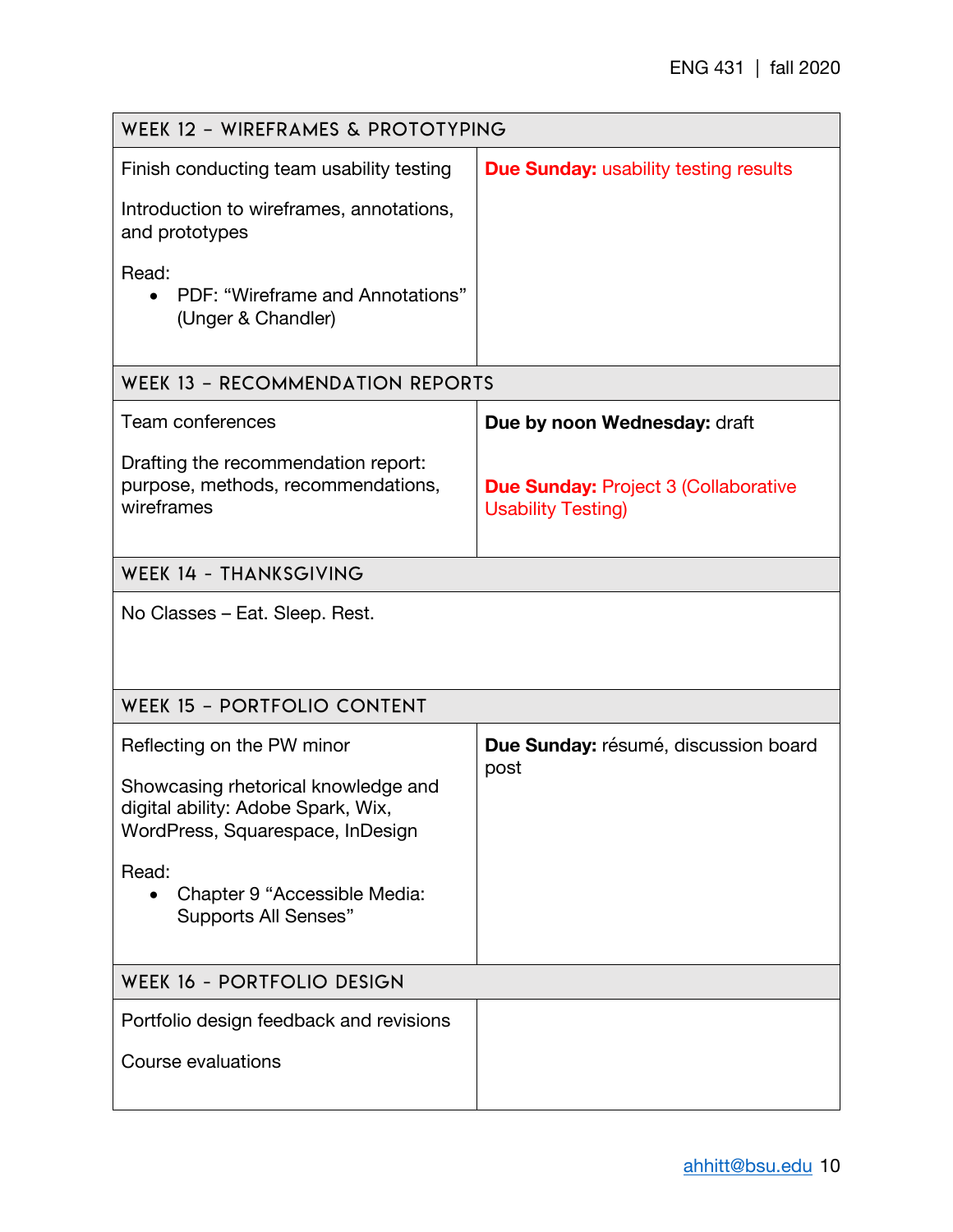| WEEK 12 – WIREFRAMES & PROTOTYPING | |
|---|---|
| Finish conducting team usability testing<br><br>Introduction to wireframes, annotations, and prototypes<br><br>Read:<br>• PDF: "Wireframe and Annotations" (Unger & Chandler) | **Due Sunday:** usability testing results |
| **WEEK 13 – RECOMMENDATION REPORTS** | |
| Team conferences<br><br>Drafting the recommendation report: purpose, methods, recommendations, wireframes | **Due by noon Wednesday:** draft<br><br>**Due Sunday:** Project 3 (Collaborative Usability Testing) |
| **WEEK 14 - THANKSGIVING** | |
| No Classes – Eat. Sleep. Rest. | |
| **WEEK 15 – PORTFOLIO CONTENT** | |
| Reflecting on the PW minor<br><br>Showcasing rhetorical knowledge and digital ability: Adobe Spark, Wix, WordPress, Squarespace, InDesign<br><br>Read:<br>• Chapter 9 "Accessible Media: Supports All Senses" | **Due Sunday:** résumé, discussion board post |
| **WEEK 16 - PORTFOLIO DESIGN** | |
| Portfolio design feedback and revisions<br><br>Course evaluations | |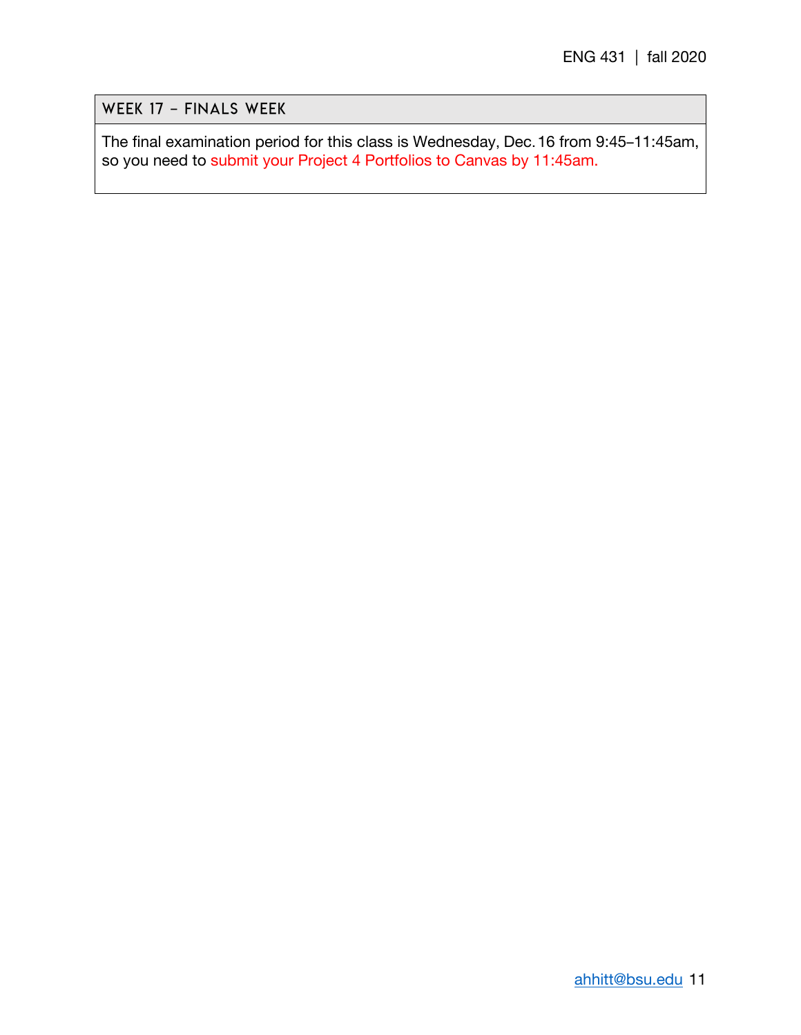## WEEK 17 – FINALS WEEK

The final examination period for this class is Wednesday, Dec. 16 from 9:45–11:45am, so you need to submit your Project 4 Portfolios to Canvas by 11:45am.